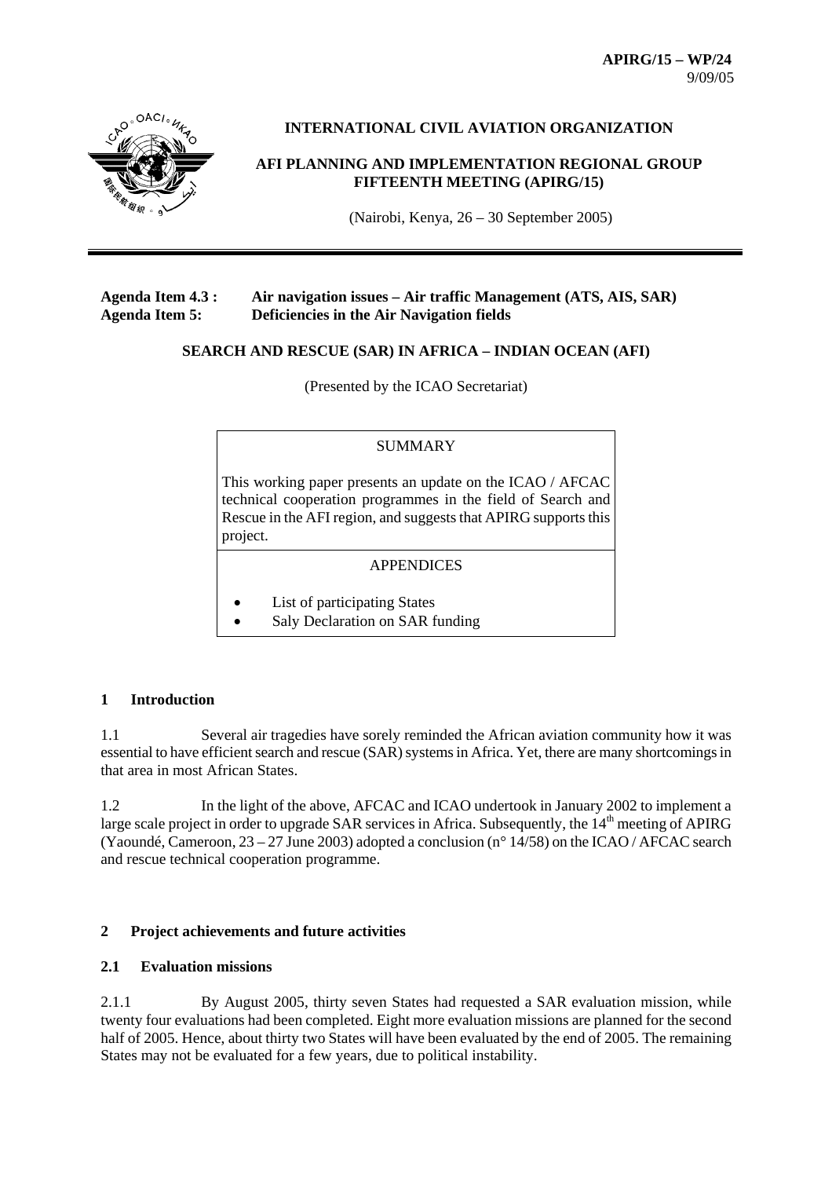**APIRG/15 – WP/24**
9/09/05

**INTERNATIONAL CIVIL AVIATION ORGANIZATION**

**AFI PLANNING AND IMPLEMENTATION REGIONAL GROUP FIFTEENTH MEETING (APIRG/15)**

(Nairobi, Kenya, 26 – 30 September 2005)

**Agenda Item 4.3 :** **Air navigation issues – Air traffic Management (ATS, AIS, SAR)**
**Agenda Item 5:** **Deficiencies in the Air Navigation fields**

**SEARCH AND RESCUE (SAR) IN AFRICA – INDIAN OCEAN (AFI)**

(Presented by the ICAO Secretariat)

| SUMMARY |
| --- |
| This working paper presents an update on the ICAO / AFCAC technical cooperation programmes in the field of Search and Rescue in the AFI region, and suggests that APIRG supports this project. |
| APPENDICES |
| • List of participating States<br>• Saly Declaration on SAR funding |

## 1 Introduction

1.1 Several air tragedies have sorely reminded the African aviation community how it was essential to have efficient search and rescue (SAR) systems in Africa. Yet, there are many shortcomings in that area in most African States.

1.2 In the light of the above, AFCAC and ICAO undertook in January 2002 to implement a large scale project in order to upgrade SAR services in Africa. Subsequently, the 14th meeting of APIRG (Yaoundé, Cameroon, 23 – 27 June 2003) adopted a conclusion (n° 14/58) on the ICAO / AFCAC search and rescue technical cooperation programme.

## 2 Project achievements and future activities

### 2.1 Evaluation missions

2.1.1 By August 2005, thirty seven States had requested a SAR evaluation mission, while twenty four evaluations had been completed. Eight more evaluation missions are planned for the second half of 2005. Hence, about thirty two States will have been evaluated by the end of 2005. The remaining States may not be evaluated for a few years, due to political instability.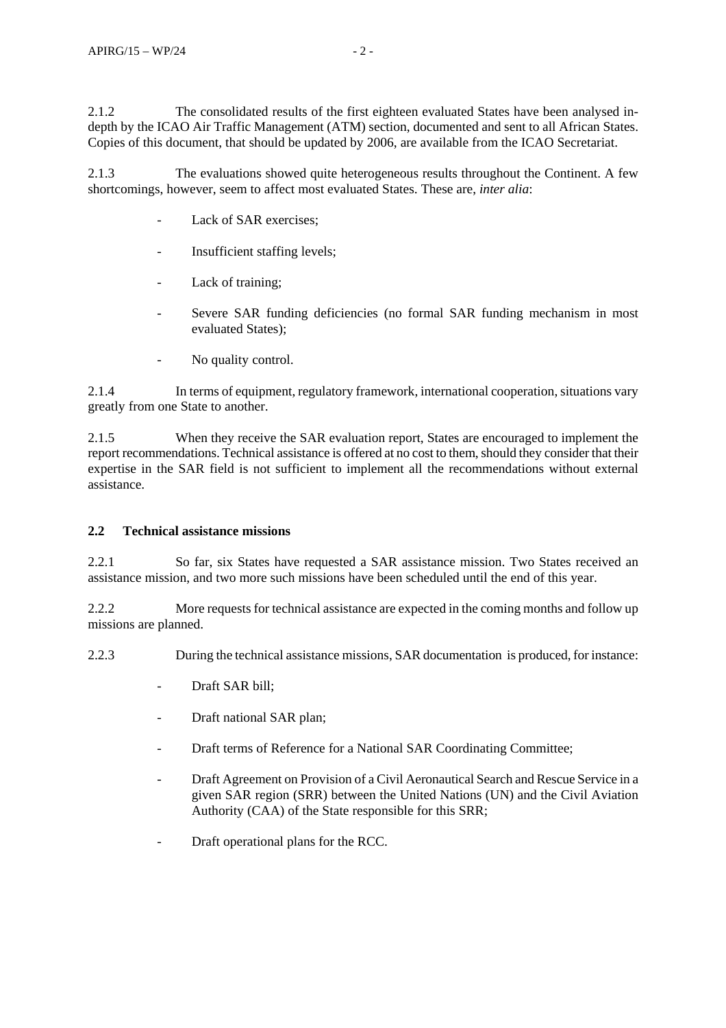2.1.2 The consolidated results of the first eighteen evaluated States have been analysed in-depth by the ICAO Air Traffic Management (ATM) section, documented and sent to all African States. Copies of this document, that should be updated by 2006, are available from the ICAO Secretariat.

2.1.3 The evaluations showed quite heterogeneous results throughout the Continent. A few shortcomings, however, seem to affect most evaluated States. These are, *inter alia*:

- Lack of SAR exercises;
- Insufficient staffing levels;
- Lack of training;
- Severe SAR funding deficiencies (no formal SAR funding mechanism in most evaluated States);
- No quality control.

2.1.4 In terms of equipment, regulatory framework, international cooperation, situations vary greatly from one State to another.

2.1.5 When they receive the SAR evaluation report, States are encouraged to implement the report recommendations. Technical assistance is offered at no cost to them, should they consider that their expertise in the SAR field is not sufficient to implement all the recommendations without external assistance.

**2.2 Technical assistance missions**

2.2.1 So far, six States have requested a SAR assistance mission. Two States received an assistance mission, and two more such missions have been scheduled until the end of this year.

2.2.2 More requests for technical assistance are expected in the coming months and follow up missions are planned.

2.2.3 During the technical assistance missions, SAR documentation is produced, for instance:

- Draft SAR bill;
- Draft national SAR plan;
- Draft terms of Reference for a National SAR Coordinating Committee;
- Draft Agreement on Provision of a Civil Aeronautical Search and Rescue Service in a given SAR region (SRR) between the United Nations (UN) and the Civil Aviation Authority (CAA) of the State responsible for this SRR;
- Draft operational plans for the RCC.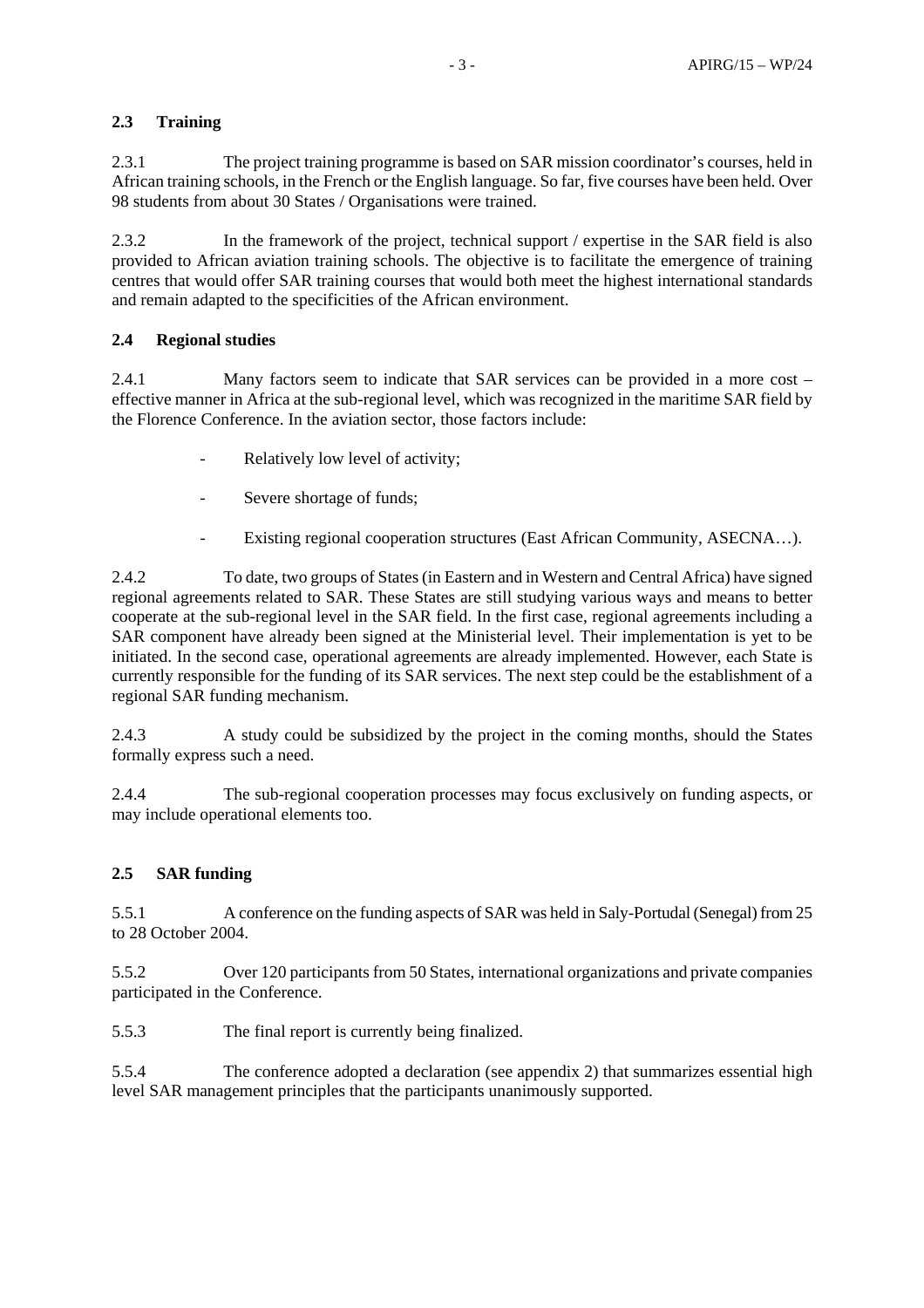### 2.3 Training

2.3.1 The project training programme is based on SAR mission coordinator's courses, held in African training schools, in the French or the English language. So far, five courses have been held. Over 98 students from about 30 States / Organisations were trained.

2.3.2 In the framework of the project, technical support / expertise in the SAR field is also provided to African aviation training schools. The objective is to facilitate the emergence of training centres that would offer SAR training courses that would both meet the highest international standards and remain adapted to the specificities of the African environment.

### 2.4 Regional studies

2.4.1 Many factors seem to indicate that SAR services can be provided in a more cost – effective manner in Africa at the sub-regional level, which was recognized in the maritime SAR field by the Florence Conference. In the aviation sector, those factors include:

- Relatively low level of activity;
- Severe shortage of funds;
- Existing regional cooperation structures (East African Community, ASECNA…).

2.4.2 To date, two groups of States (in Eastern and in Western and Central Africa) have signed regional agreements related to SAR. These States are still studying various ways and means to better cooperate at the sub-regional level in the SAR field. In the first case, regional agreements including a SAR component have already been signed at the Ministerial level. Their implementation is yet to be initiated. In the second case, operational agreements are already implemented. However, each State is currently responsible for the funding of its SAR services. The next step could be the establishment of a regional SAR funding mechanism.

2.4.3 A study could be subsidized by the project in the coming months, should the States formally express such a need.

2.4.4 The sub-regional cooperation processes may focus exclusively on funding aspects, or may include operational elements too.

### 2.5 SAR funding

5.5.1 A conference on the funding aspects of SAR was held in Saly-Portudal (Senegal) from 25 to 28 October 2004.

5.5.2 Over 120 participants from 50 States, international organizations and private companies participated in the Conference.

5.5.3 The final report is currently being finalized.

5.5.4 The conference adopted a declaration (see appendix 2) that summarizes essential high level SAR management principles that the participants unanimously supported.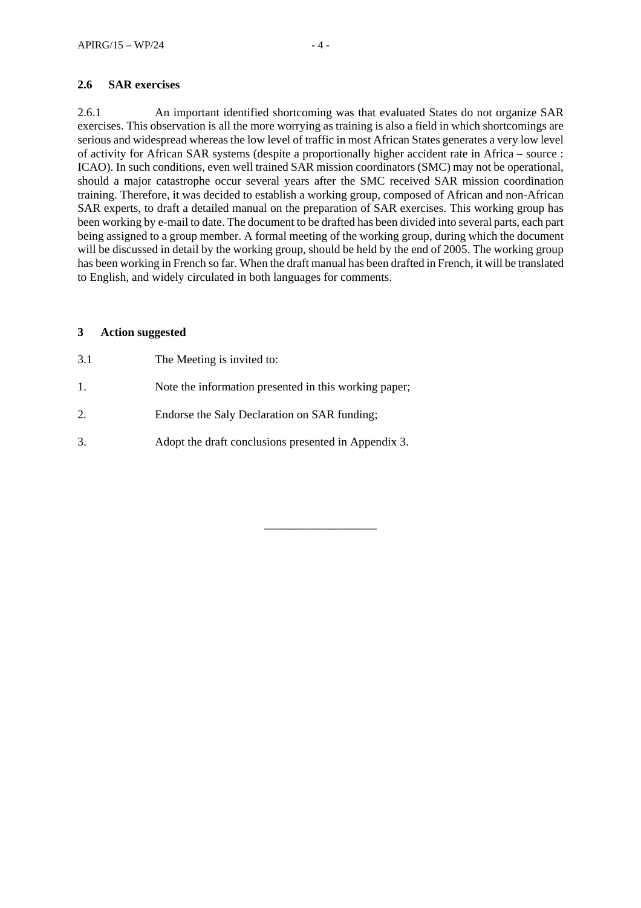### 2.6 SAR exercises

2.6.1 An important identified shortcoming was that evaluated States do not organize SAR exercises. This observation is all the more worrying as training is also a field in which shortcomings are serious and widespread whereas the low level of traffic in most African States generates a very low level of activity for African SAR systems (despite a proportionally higher accident rate in Africa – source : ICAO). In such conditions, even well trained SAR mission coordinators (SMC) may not be operational, should a major catastrophe occur several years after the SMC received SAR mission coordination training. Therefore, it was decided to establish a working group, composed of African and non-African SAR experts, to draft a detailed manual on the preparation of SAR exercises. This working group has been working by e-mail to date. The document to be drafted has been divided into several parts, each part being assigned to a group member. A formal meeting of the working group, during which the document will be discussed in detail by the working group, should be held by the end of 2005. The working group has been working in French so far. When the draft manual has been drafted in French, it will be translated to English, and widely circulated in both languages for comments.

## 3 Action suggested

3.1 The Meeting is invited to:

1. Note the information presented in this working paper;
2. Endorse the Saly Declaration on SAR funding;
3. Adopt the draft conclusions presented in Appendix 3.

---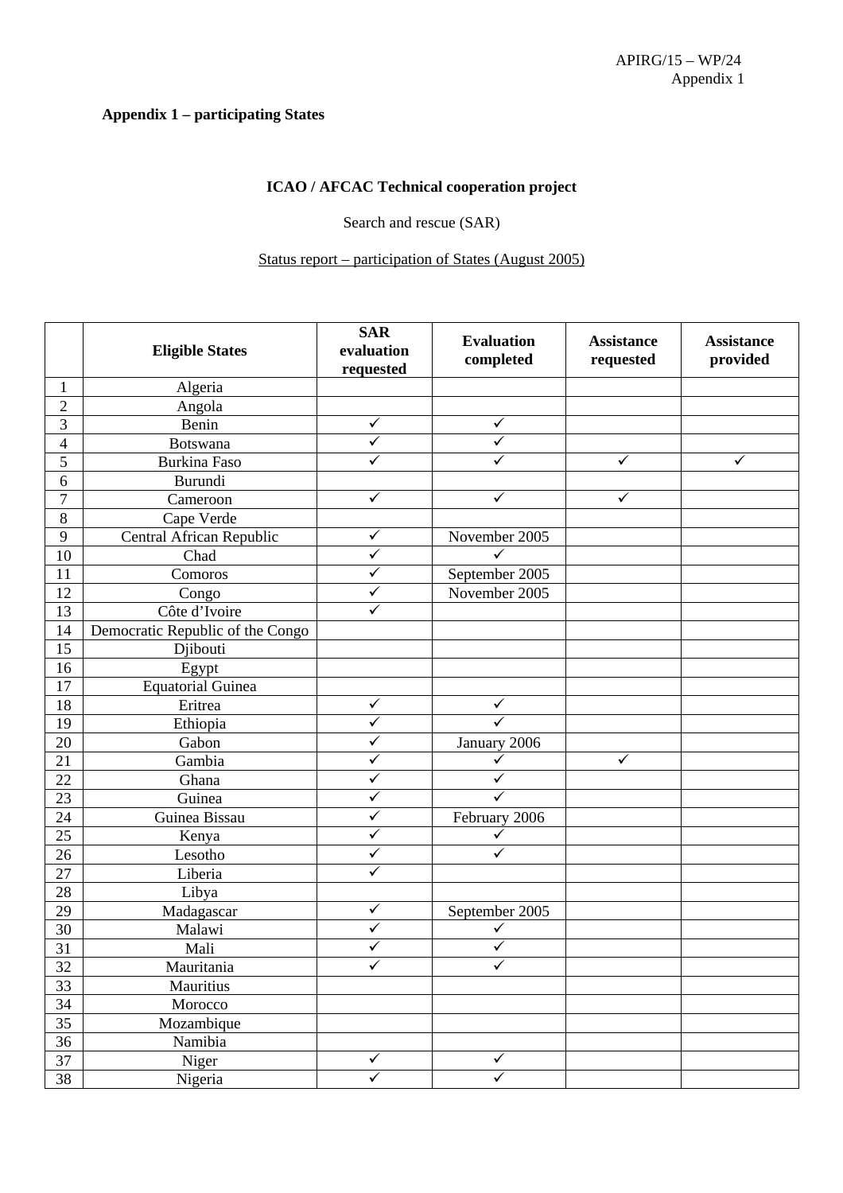**Appendix 1 – participating States**

**ICAO / AFCAC Technical cooperation project**

Search and rescue (SAR)

Status report – participation of States (August 2005)

| | **Eligible States** | **SAR evaluation requested** | **Evaluation completed** | **Assistance requested** | **Assistance provided** |
|---|---|---|---|---|---|
| 1 | Algeria | | | | |
| 2 | Angola | | | | |
| 3 | Benin | ✓ | ✓ | | |
| 4 | Botswana | ✓ | ✓ | | |
| 5 | Burkina Faso | ✓ | ✓ | ✓ | ✓ |
| 6 | Burundi | | | | |
| 7 | Cameroon | ✓ | ✓ | ✓ | |
| 8 | Cape Verde | | | | |
| 9 | Central African Republic | ✓ | November 2005 | | |
| 10 | Chad | ✓ | ✓ | | |
| 11 | Comoros | ✓ | September 2005 | | |
| 12 | Congo | ✓ | November 2005 | | |
| 13 | Côte d'Ivoire | ✓ | | | |
| 14 | Democratic Republic of the Congo | | | | |
| 15 | Djibouti | | | | |
| 16 | Egypt | | | | |
| 17 | Equatorial Guinea | | | | |
| 18 | Eritrea | ✓ | ✓ | | |
| 19 | Ethiopia | ✓ | ✓ | | |
| 20 | Gabon | ✓ | January 2006 | | |
| 21 | Gambia | ✓ | ✓ | ✓ | |
| 22 | Ghana | ✓ | ✓ | | |
| 23 | Guinea | ✓ | ✓ | | |
| 24 | Guinea Bissau | ✓ | February 2006 | | |
| 25 | Kenya | ✓ | ✓ | | |
| 26 | Lesotho | ✓ | ✓ | | |
| 27 | Liberia | ✓ | | | |
| 28 | Libya | | | | |
| 29 | Madagascar | ✓ | September 2005 | | |
| 30 | Malawi | ✓ | ✓ | | |
| 31 | Mali | ✓ | ✓ | | |
| 32 | Mauritania | ✓ | ✓ | | |
| 33 | Mauritius | | | | |
| 34 | Morocco | | | | |
| 35 | Mozambique | | | | |
| 36 | Namibia | | | | |
| 37 | Niger | ✓ | ✓ | | |
| 38 | Nigeria | ✓ | ✓ | | |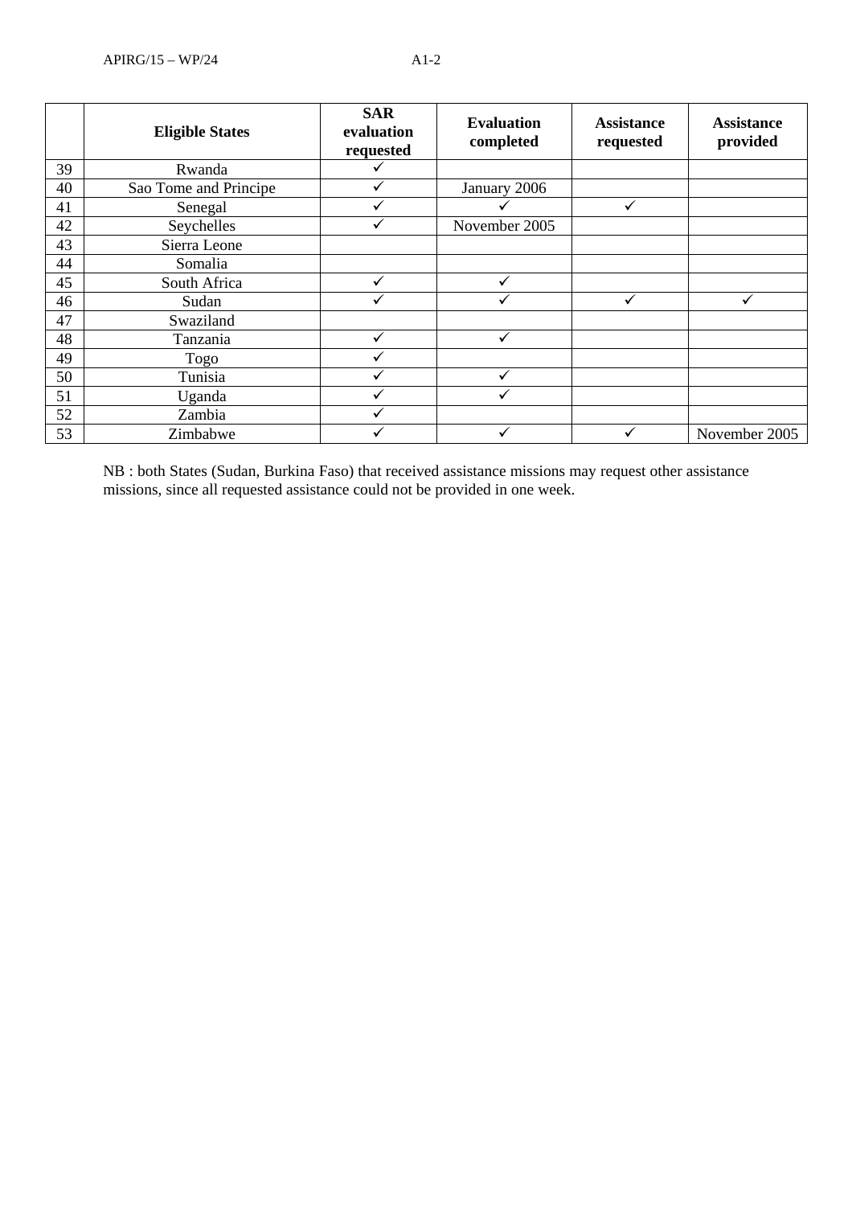| | Eligible States | SAR evaluation requested | Evaluation completed | Assistance requested | Assistance provided |
|---|---|---|---|---|---|
| 39 | Rwanda | ✓ | | | |
| 40 | Sao Tome and Principe | ✓ | January 2006 | | |
| 41 | Senegal | ✓ | ✓ | ✓ | |
| 42 | Seychelles | ✓ | November 2005 | | |
| 43 | Sierra Leone | | | | |
| 44 | Somalia | | | | |
| 45 | South Africa | ✓ | ✓ | | |
| 46 | Sudan | ✓ | ✓ | ✓ | ✓ |
| 47 | Swaziland | | | | |
| 48 | Tanzania | ✓ | ✓ | | |
| 49 | Togo | ✓ | | | |
| 50 | Tunisia | ✓ | ✓ | | |
| 51 | Uganda | ✓ | ✓ | | |
| 52 | Zambia | ✓ | | | |
| 53 | Zimbabwe | ✓ | ✓ | ✓ | November 2005 |

NB : both States (Sudan, Burkina Faso) that received assistance missions may request other assistance missions, since all requested assistance could not be provided in one week.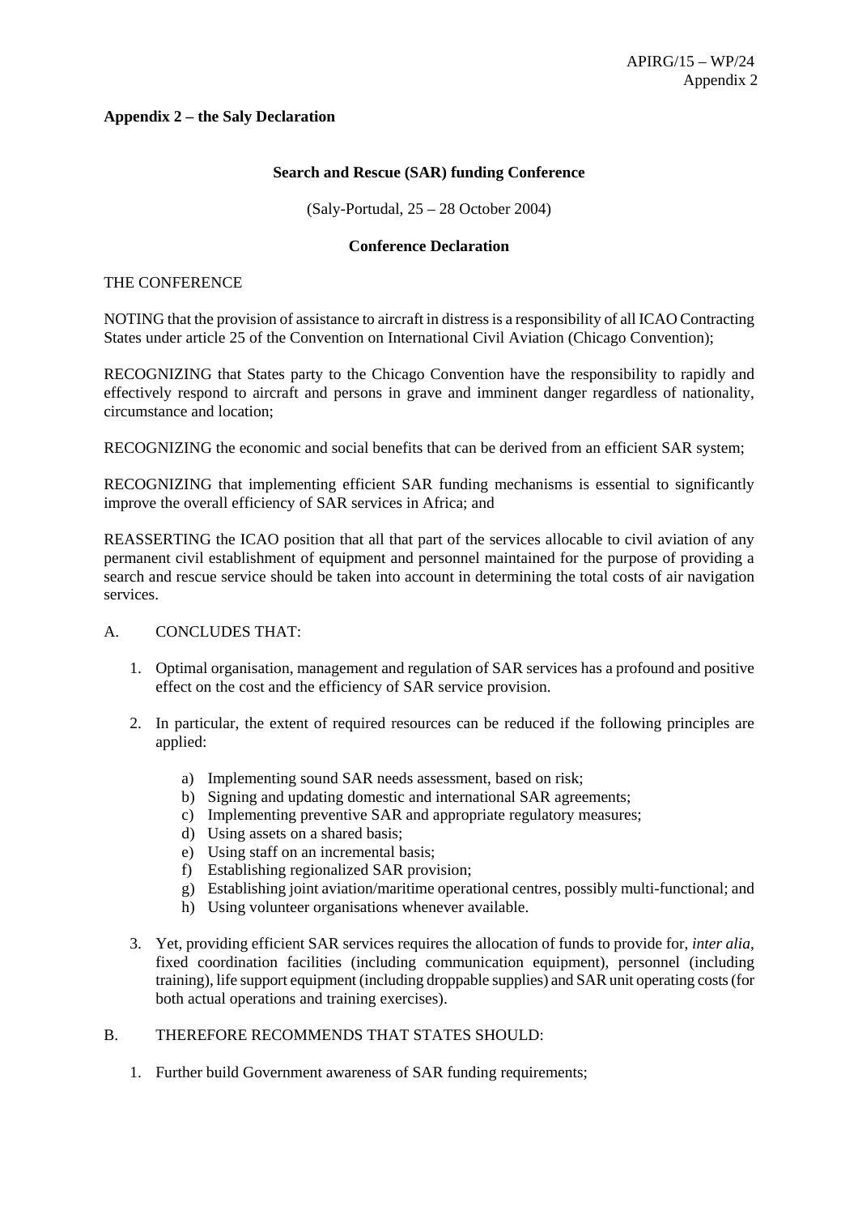**Appendix 2 – the Saly Declaration**

**Search and Rescue (SAR) funding Conference**

(Saly-Portudal, 25 – 28 October 2004)

**Conference Declaration**

THE CONFERENCE

NOTING that the provision of assistance to aircraft in distress is a responsibility of all ICAO Contracting States under article 25 of the Convention on International Civil Aviation (Chicago Convention);

RECOGNIZING that States party to the Chicago Convention have the responsibility to rapidly and effectively respond to aircraft and persons in grave and imminent danger regardless of nationality, circumstance and location;

RECOGNIZING the economic and social benefits that can be derived from an efficient SAR system;

RECOGNIZING that implementing efficient SAR funding mechanisms is essential to significantly improve the overall efficiency of SAR services in Africa; and

REASSERTING the ICAO position that all that part of the services allocable to civil aviation of any permanent civil establishment of equipment and personnel maintained for the purpose of providing a search and rescue service should be taken into account in determining the total costs of air navigation services.

A. CONCLUDES THAT:

1. Optimal organisation, management and regulation of SAR services has a profound and positive effect on the cost and the efficiency of SAR service provision.
2. In particular, the extent of required resources can be reduced if the following principles are applied:
   a) Implementing sound SAR needs assessment, based on risk;
   b) Signing and updating domestic and international SAR agreements;
   c) Implementing preventive SAR and appropriate regulatory measures;
   d) Using assets on a shared basis;
   e) Using staff on an incremental basis;
   f) Establishing regionalized SAR provision;
   g) Establishing joint aviation/maritime operational centres, possibly multi-functional; and
   h) Using volunteer organisations whenever available.
3. Yet, providing efficient SAR services requires the allocation of funds to provide for, *inter alia*, fixed coordination facilities (including communication equipment), personnel (including training), life support equipment (including droppable supplies) and SAR unit operating costs (for both actual operations and training exercises).

B. THEREFORE RECOMMENDS THAT STATES SHOULD:

1. Further build Government awareness of SAR funding requirements;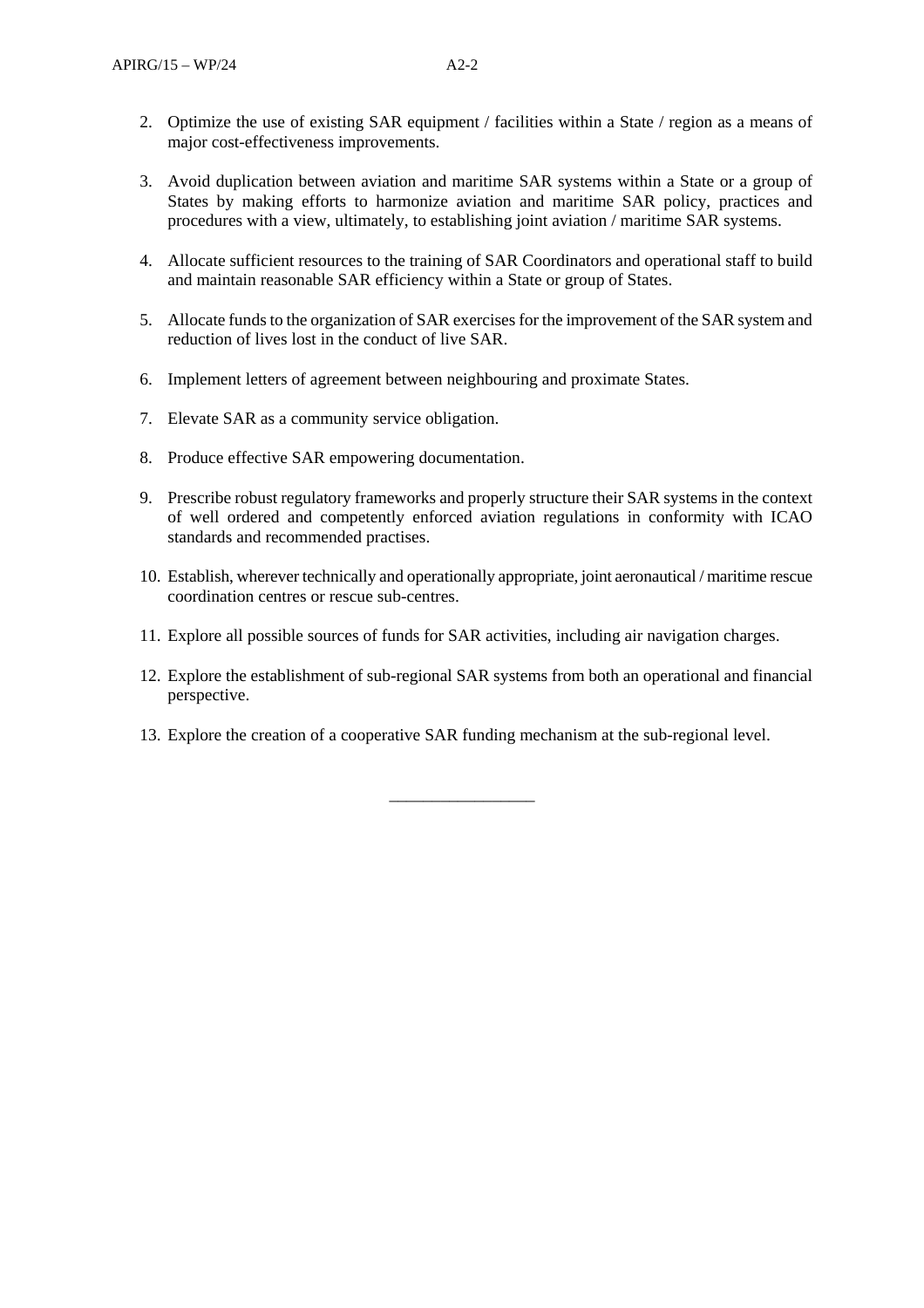2. Optimize the use of existing SAR equipment / facilities within a State / region as a means of major cost-effectiveness improvements.

3. Avoid duplication between aviation and maritime SAR systems within a State or a group of States by making efforts to harmonize aviation and maritime SAR policy, practices and procedures with a view, ultimately, to establishing joint aviation / maritime SAR systems.

4. Allocate sufficient resources to the training of SAR Coordinators and operational staff to build and maintain reasonable SAR efficiency within a State or group of States.

5. Allocate funds to the organization of SAR exercises for the improvement of the SAR system and reduction of lives lost in the conduct of live SAR.

6. Implement letters of agreement between neighbouring and proximate States.

7. Elevate SAR as a community service obligation.

8. Produce effective SAR empowering documentation.

9. Prescribe robust regulatory frameworks and properly structure their SAR systems in the context of well ordered and competently enforced aviation regulations in conformity with ICAO standards and recommended practises.

10. Establish, wherever technically and operationally appropriate, joint aeronautical / maritime rescue coordination centres or rescue sub-centres.

11. Explore all possible sources of funds for SAR activities, including air navigation charges.

12. Explore the establishment of sub-regional SAR systems from both an operational and financial perspective.

13. Explore the creation of a cooperative SAR funding mechanism at the sub-regional level.

---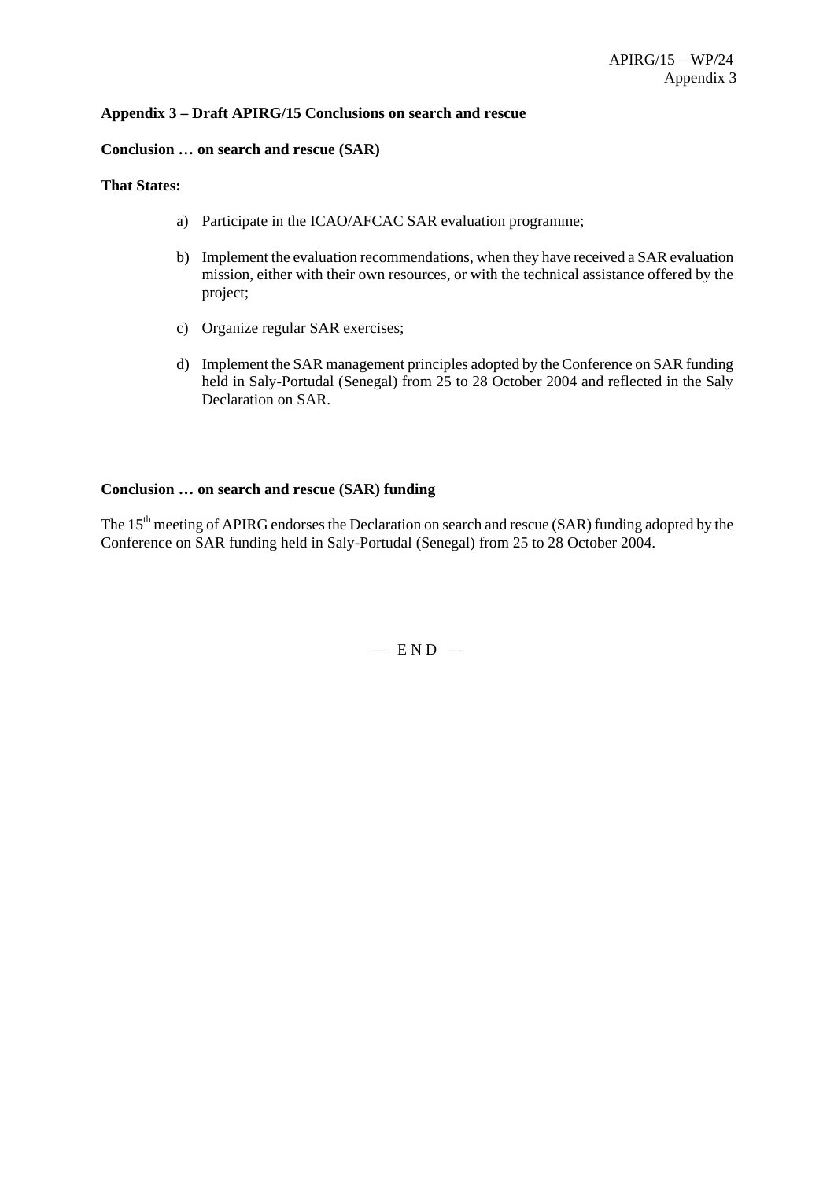## Appendix 3 – Draft APIRG/15 Conclusions on search and rescue

**Conclusion … on search and rescue (SAR)**

**That States:**

a) Participate in the ICAO/AFCAC SAR evaluation programme;

b) Implement the evaluation recommendations, when they have received a SAR evaluation mission, either with their own resources, or with the technical assistance offered by the project;

c) Organize regular SAR exercises;

d) Implement the SAR management principles adopted by the Conference on SAR funding held in Saly-Portudal (Senegal) from 25 to 28 October 2004 and reflected in the Saly Declaration on SAR.

**Conclusion … on search and rescue (SAR) funding**

The 15th meeting of APIRG endorses the Declaration on search and rescue (SAR) funding adopted by the Conference on SAR funding held in Saly-Portudal (Senegal) from 25 to 28 October 2004.

— END —